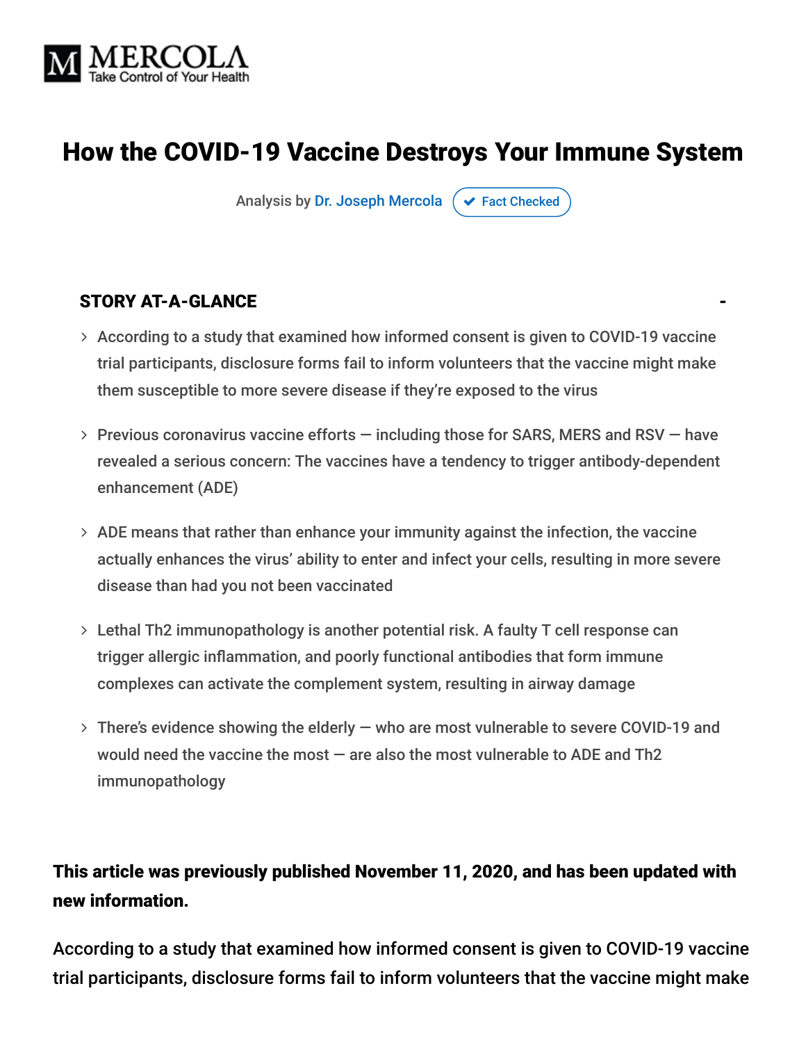MERCOLA
Take Control of Your Health

# How the COVID-19 Vaccine Destroys Your Immune System

Analysis by Dr. Joseph Mercola ✔ Fact Checked

## STORY AT-A-GLANCE

- According to a study that examined how informed consent is given to COVID-19 vaccine trial participants, disclosure forms fail to inform volunteers that the vaccine might make them susceptible to more severe disease if they're exposed to the virus
- Previous coronavirus vaccine efforts — including those for SARS, MERS and RSV — have revealed a serious concern: The vaccines have a tendency to trigger antibody-dependent enhancement (ADE)
- ADE means that rather than enhance your immunity against the infection, the vaccine actually enhances the virus' ability to enter and infect your cells, resulting in more severe disease than had you not been vaccinated
- Lethal Th2 immunopathology is another potential risk. A faulty T cell response can trigger allergic inflammation, and poorly functional antibodies that form immune complexes can activate the complement system, resulting in airway damage
- There's evidence showing the elderly — who are most vulnerable to severe COVID-19 and would need the vaccine the most — are also the most vulnerable to ADE and Th2 immunopathology

**This article was previously published November 11, 2020, and has been updated with new information.**

According to a study that examined how informed consent is given to COVID-19 vaccine trial participants, disclosure forms fail to inform volunteers that the vaccine might make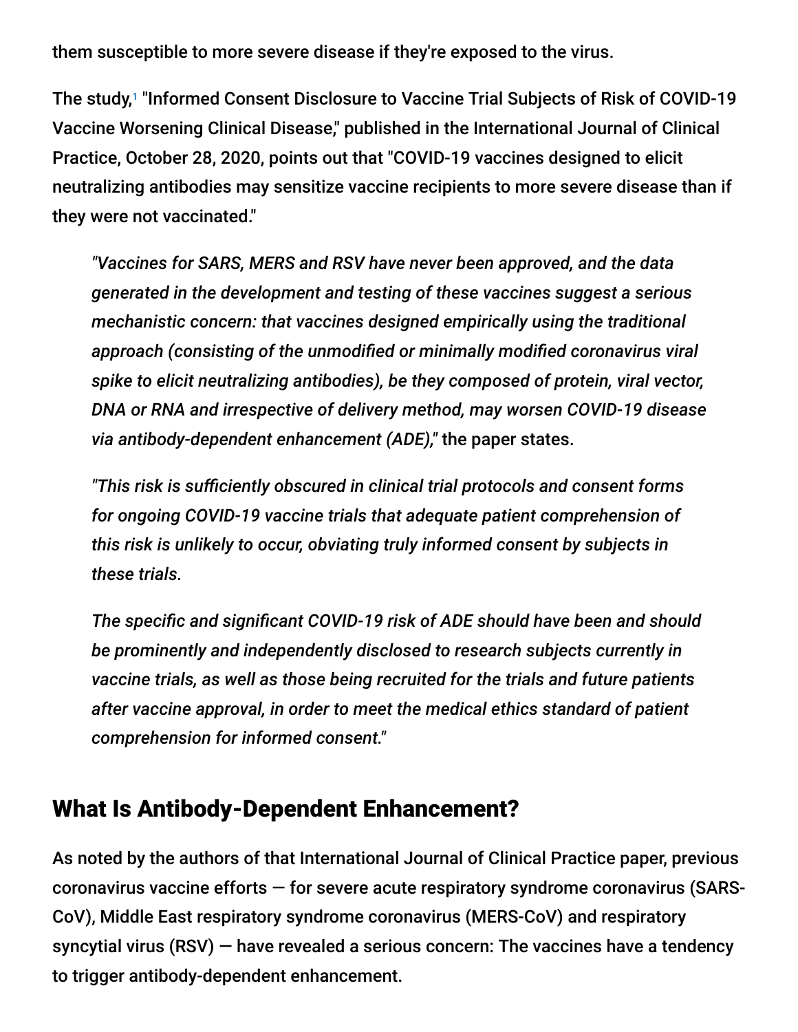them susceptible to more severe disease if they're exposed to the virus.

The study,[1] "Informed Consent Disclosure to Vaccine Trial Subjects of Risk of COVID-19 Vaccine Worsening Clinical Disease," published in the International Journal of Clinical Practice, October 28, 2020, points out that "COVID-19 vaccines designed to elicit neutralizing antibodies may sensitize vaccine recipients to more severe disease than if they were not vaccinated."

> *"Vaccines for SARS, MERS and RSV have never been approved, and the data generated in the development and testing of these vaccines suggest a serious mechanistic concern: that vaccines designed empirically using the traditional approach (consisting of the unmodified or minimally modified coronavirus viral spike to elicit neutralizing antibodies), be they composed of protein, viral vector, DNA or RNA and irrespective of delivery method, may worsen COVID-19 disease via antibody-dependent enhancement (ADE),"* the paper states.
>
> *"This risk is sufficiently obscured in clinical trial protocols and consent forms for ongoing COVID-19 vaccine trials that adequate patient comprehension of this risk is unlikely to occur, obviating truly informed consent by subjects in these trials.*
>
> *The specific and significant COVID-19 risk of ADE should have been and should be prominently and independently disclosed to research subjects currently in vaccine trials, as well as those being recruited for the trials and future patients after vaccine approval, in order to meet the medical ethics standard of patient comprehension for informed consent."*

## What Is Antibody-Dependent Enhancement?

As noted by the authors of that International Journal of Clinical Practice paper, previous coronavirus vaccine efforts — for severe acute respiratory syndrome coronavirus (SARS-CoV), Middle East respiratory syndrome coronavirus (MERS-CoV) and respiratory syncytial virus (RSV) — have revealed a serious concern: The vaccines have a tendency to trigger antibody-dependent enhancement.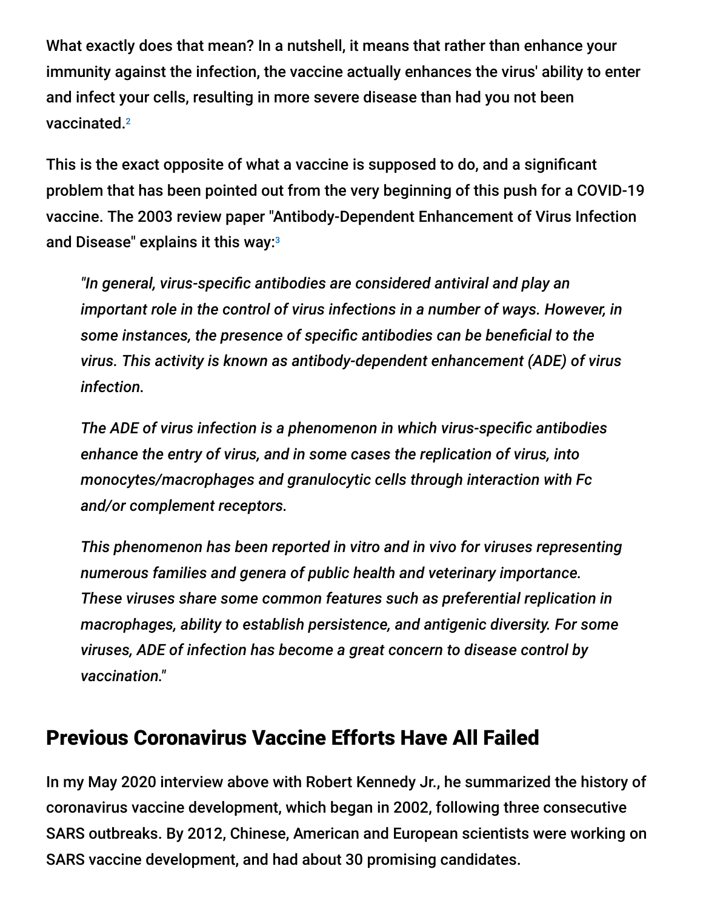What exactly does that mean? In a nutshell, it means that rather than enhance your immunity against the infection, the vaccine actually enhances the virus' ability to enter and infect your cells, resulting in more severe disease than had you not been vaccinated.[2]

This is the exact opposite of what a vaccine is supposed to do, and a significant problem that has been pointed out from the very beginning of this push for a COVID-19 vaccine. The 2003 review paper "Antibody-Dependent Enhancement of Virus Infection and Disease" explains it this way:[3]

> *"In general, virus-specific antibodies are considered antiviral and play an important role in the control of virus infections in a number of ways. However, in some instances, the presence of specific antibodies can be beneficial to the virus. This activity is known as antibody-dependent enhancement (ADE) of virus infection.*
>
> *The ADE of virus infection is a phenomenon in which virus-specific antibodies enhance the entry of virus, and in some cases the replication of virus, into monocytes/macrophages and granulocytic cells through interaction with Fc and/or complement receptors.*
>
> *This phenomenon has been reported in vitro and in vivo for viruses representing numerous families and genera of public health and veterinary importance. These viruses share some common features such as preferential replication in macrophages, ability to establish persistence, and antigenic diversity. For some viruses, ADE of infection has become a great concern to disease control by vaccination."*

## Previous Coronavirus Vaccine Efforts Have All Failed

In my May 2020 interview above with Robert Kennedy Jr., he summarized the history of coronavirus vaccine development, which began in 2002, following three consecutive SARS outbreaks. By 2012, Chinese, American and European scientists were working on SARS vaccine development, and had about 30 promising candidates.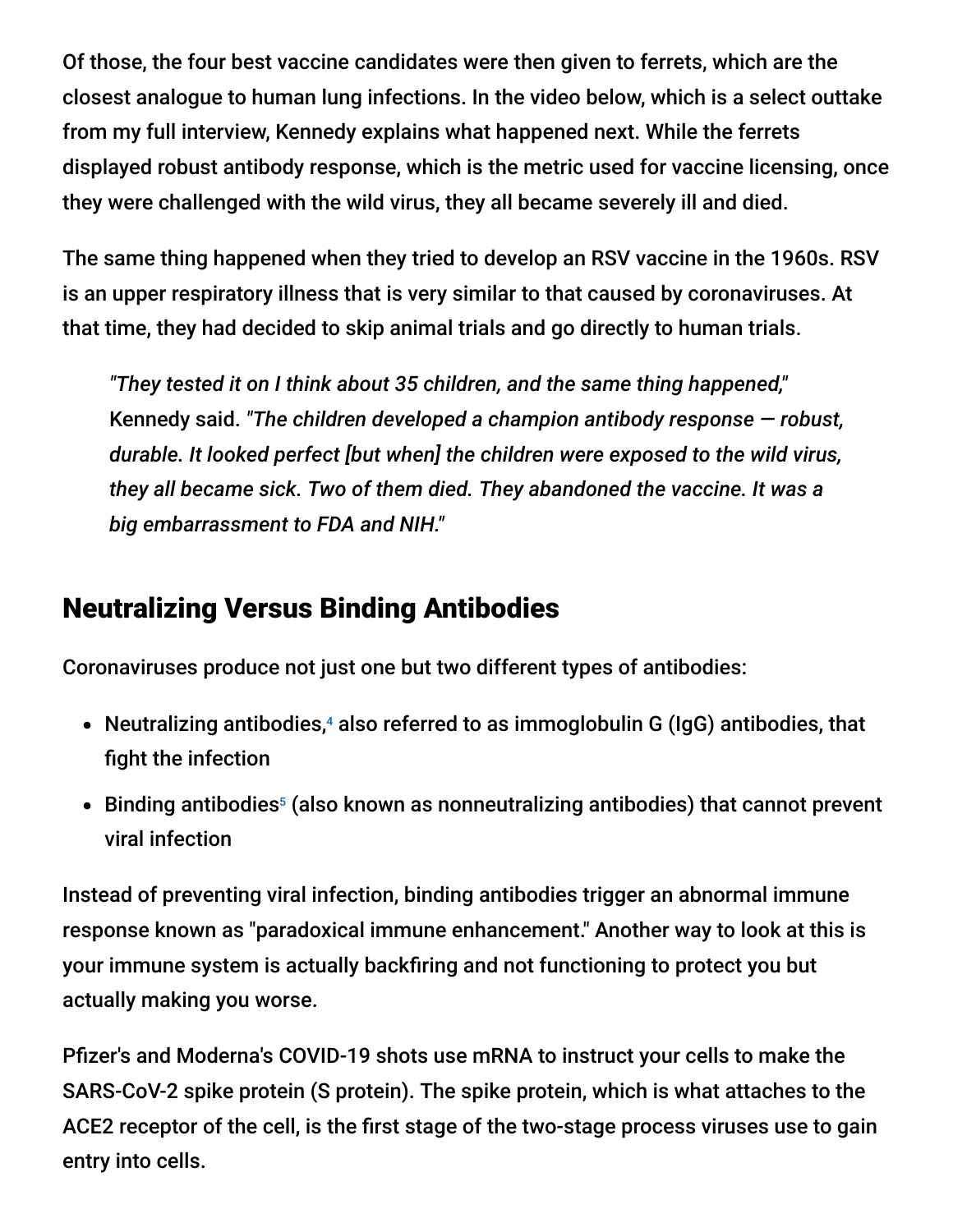Of those, the four best vaccine candidates were then given to ferrets, which are the closest analogue to human lung infections. In the video below, which is a select outtake from my full interview, Kennedy explains what happened next. While the ferrets displayed robust antibody response, which is the metric used for vaccine licensing, once they were challenged with the wild virus, they all became severely ill and died.

The same thing happened when they tried to develop an RSV vaccine in the 1960s. RSV is an upper respiratory illness that is very similar to that caused by coronaviruses. At that time, they had decided to skip animal trials and go directly to human trials.

> *"They tested it on I think about 35 children, and the same thing happened,"* Kennedy said. *"The children developed a champion antibody response — robust, durable. It looked perfect [but when] the children were exposed to the wild virus, they all became sick. Two of them died. They abandoned the vaccine. It was a big embarrassment to FDA and NIH."*

## Neutralizing Versus Binding Antibodies

Coronaviruses produce not just one but two different types of antibodies:

- Neutralizing antibodies,[4] also referred to as immoglobulin G (IgG) antibodies, that fight the infection
- Binding antibodies[5] (also known as nonneutralizing antibodies) that cannot prevent viral infection

Instead of preventing viral infection, binding antibodies trigger an abnormal immune response known as "paradoxical immune enhancement." Another way to look at this is your immune system is actually backfiring and not functioning to protect you but actually making you worse.

Pfizer's and Moderna's COVID-19 shots use mRNA to instruct your cells to make the SARS-CoV-2 spike protein (S protein). The spike protein, which is what attaches to the ACE2 receptor of the cell, is the first stage of the two-stage process viruses use to gain entry into cells.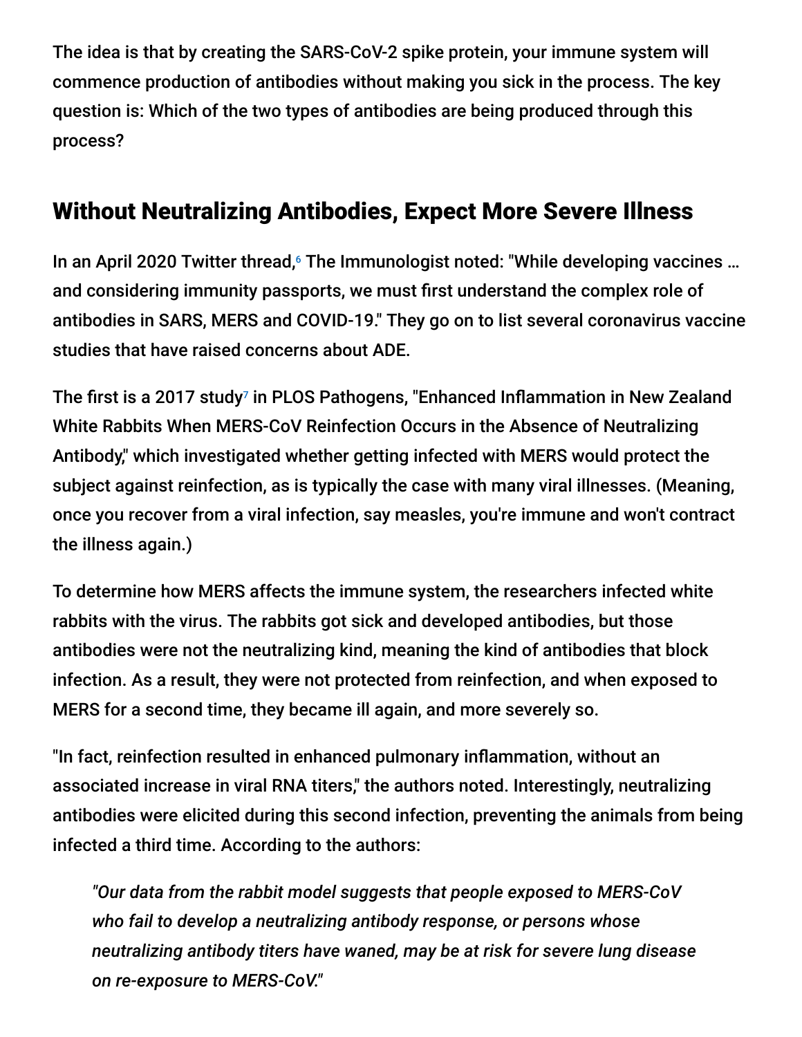The idea is that by creating the SARS-CoV-2 spike protein, your immune system will commence production of antibodies without making you sick in the process. The key question is: Which of the two types of antibodies are being produced through this process?

## Without Neutralizing Antibodies, Expect More Severe Illness

In an April 2020 Twitter thread,[6] The Immunologist noted: "While developing vaccines … and considering immunity passports, we must first understand the complex role of antibodies in SARS, MERS and COVID-19." They go on to list several coronavirus vaccine studies that have raised concerns about ADE.

The first is a 2017 study[7] in PLOS Pathogens, "Enhanced Inflammation in New Zealand White Rabbits When MERS-CoV Reinfection Occurs in the Absence of Neutralizing Antibody," which investigated whether getting infected with MERS would protect the subject against reinfection, as is typically the case with many viral illnesses. (Meaning, once you recover from a viral infection, say measles, you're immune and won't contract the illness again.)

To determine how MERS affects the immune system, the researchers infected white rabbits with the virus. The rabbits got sick and developed antibodies, but those antibodies were not the neutralizing kind, meaning the kind of antibodies that block infection. As a result, they were not protected from reinfection, and when exposed to MERS for a second time, they became ill again, and more severely so.

"In fact, reinfection resulted in enhanced pulmonary inflammation, without an associated increase in viral RNA titers," the authors noted. Interestingly, neutralizing antibodies were elicited during this second infection, preventing the animals from being infected a third time. According to the authors:

> *"Our data from the rabbit model suggests that people exposed to MERS-CoV who fail to develop a neutralizing antibody response, or persons whose neutralizing antibody titers have waned, may be at risk for severe lung disease on re-exposure to MERS-CoV."*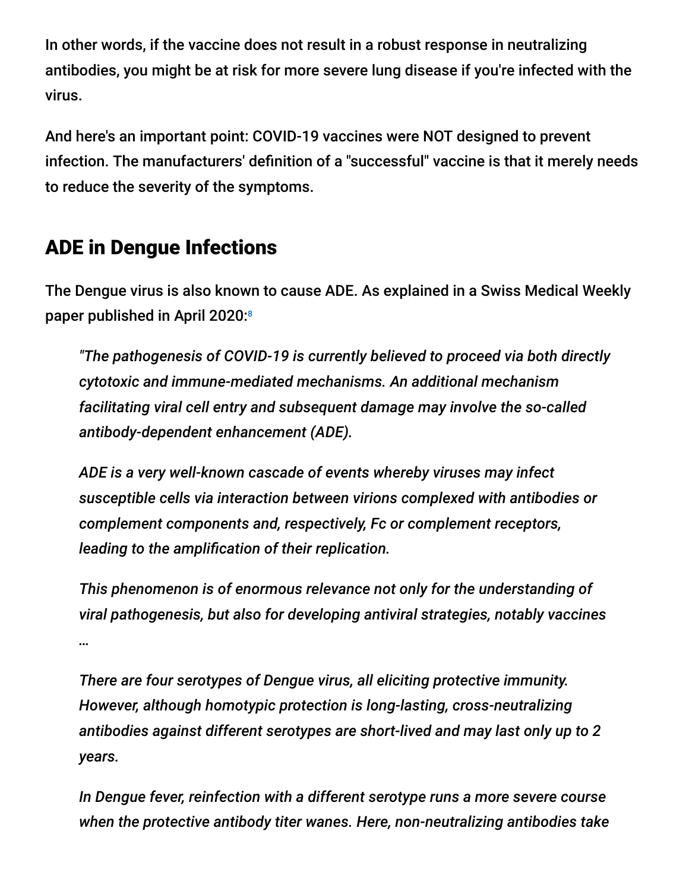In other words, if the vaccine does not result in a robust response in neutralizing antibodies, you might be at risk for more severe lung disease if you're infected with the virus.

And here's an important point: COVID-19 vaccines were NOT designed to prevent infection. The manufacturers' definition of a "successful" vaccine is that it merely needs to reduce the severity of the symptoms.

## ADE in Dengue Infections

The Dengue virus is also known to cause ADE. As explained in a Swiss Medical Weekly paper published in April 2020:[8]

> *"The pathogenesis of COVID-19 is currently believed to proceed via both directly cytotoxic and immune-mediated mechanisms. An additional mechanism facilitating viral cell entry and subsequent damage may involve the so-called antibody-dependent enhancement (ADE).*
>
> *ADE is a very well-known cascade of events whereby viruses may infect susceptible cells via interaction between virions complexed with antibodies or complement components and, respectively, Fc or complement receptors, leading to the amplification of their replication.*
>
> *This phenomenon is of enormous relevance not only for the understanding of viral pathogenesis, but also for developing antiviral strategies, notably vaccines …*
>
> *There are four serotypes of Dengue virus, all eliciting protective immunity. However, although homotypic protection is long-lasting, cross-neutralizing antibodies against different serotypes are short-lived and may last only up to 2 years.*
>
> *In Dengue fever, reinfection with a different serotype runs a more severe course when the protective antibody titer wanes. Here, non-neutralizing antibodies take*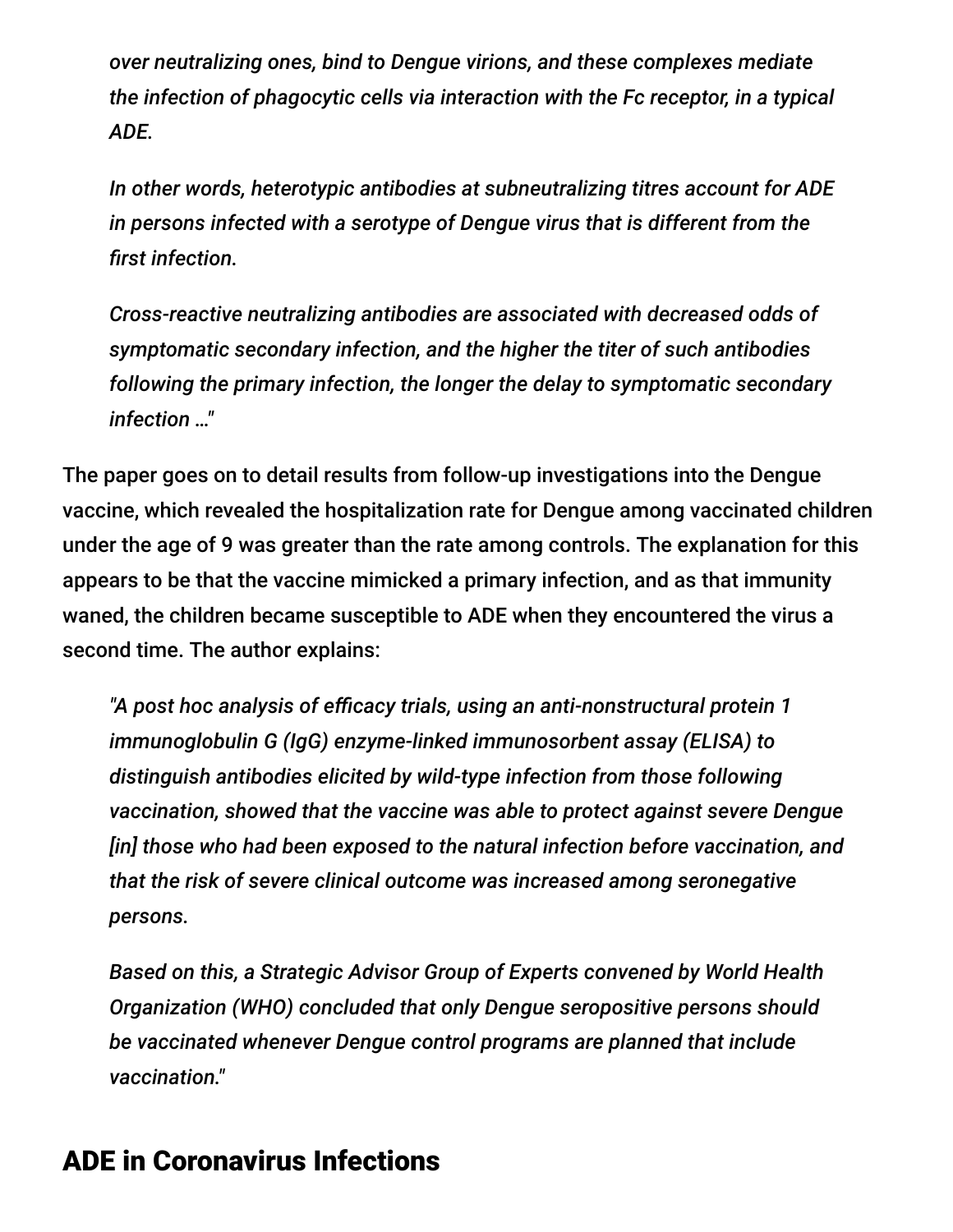> *over neutralizing ones, bind to Dengue virions, and these complexes mediate the infection of phagocytic cells via interaction with the Fc receptor, in a typical ADE.*
>
> *In other words, heterotypic antibodies at subneutralizing titres account for ADE in persons infected with a serotype of Dengue virus that is different from the first infection.*
>
> *Cross-reactive neutralizing antibodies are associated with decreased odds of symptomatic secondary infection, and the higher the titer of such antibodies following the primary infection, the longer the delay to symptomatic secondary infection …"*

The paper goes on to detail results from follow-up investigations into the Dengue vaccine, which revealed the hospitalization rate for Dengue among vaccinated children under the age of 9 was greater than the rate among controls. The explanation for this appears to be that the vaccine mimicked a primary infection, and as that immunity waned, the children became susceptible to ADE when they encountered the virus a second time. The author explains:

> *"A post hoc analysis of efficacy trials, using an anti-nonstructural protein 1 immunoglobulin G (IgG) enzyme-linked immunosorbent assay (ELISA) to distinguish antibodies elicited by wild-type infection from those following vaccination, showed that the vaccine was able to protect against severe Dengue [in] those who had been exposed to the natural infection before vaccination, and that the risk of severe clinical outcome was increased among seronegative persons.*
>
> *Based on this, a Strategic Advisor Group of Experts convened by World Health Organization (WHO) concluded that only Dengue seropositive persons should be vaccinated whenever Dengue control programs are planned that include vaccination."*

## ADE in Coronavirus Infections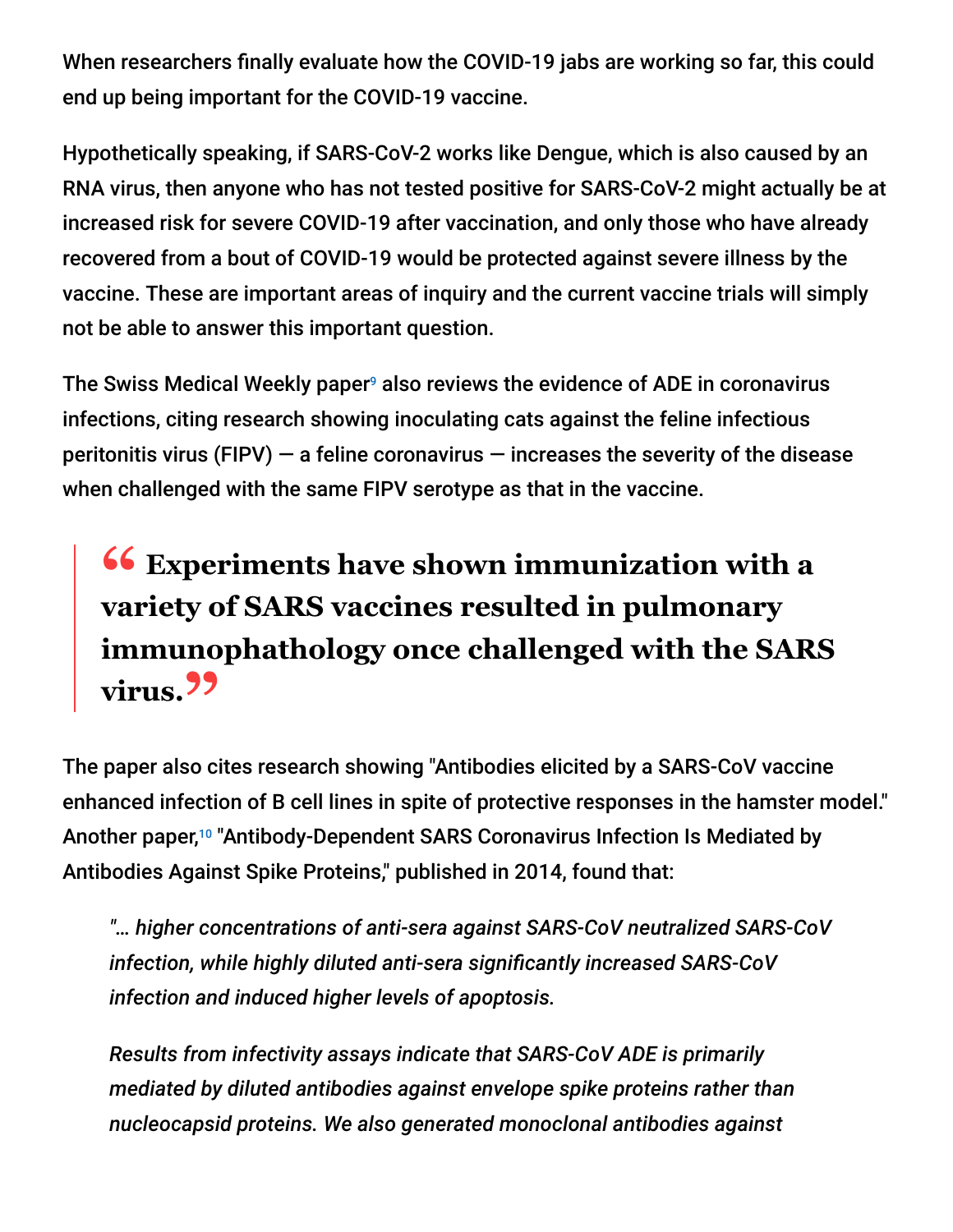When researchers finally evaluate how the COVID-19 jabs are working so far, this could end up being important for the COVID-19 vaccine.

Hypothetically speaking, if SARS-CoV-2 works like Dengue, which is also caused by an RNA virus, then anyone who has not tested positive for SARS-CoV-2 might actually be at increased risk for severe COVID-19 after vaccination, and only those who have already recovered from a bout of COVID-19 would be protected against severe illness by the vaccine. These are important areas of inquiry and the current vaccine trials will simply not be able to answer this important question.

The Swiss Medical Weekly paper[9] also reviews the evidence of ADE in coronavirus infections, citing research showing inoculating cats against the feline infectious peritonitis virus (FIPV) — a feline coronavirus — increases the severity of the disease when challenged with the same FIPV serotype as that in the vaccine.

> **“Experiments have shown immunization with a variety of SARS vaccines resulted in pulmonary immunophathology once challenged with the SARS virus.”**

The paper also cites research showing "Antibodies elicited by a SARS-CoV vaccine enhanced infection of B cell lines in spite of protective responses in the hamster model." Another paper,[10] "Antibody-Dependent SARS Coronavirus Infection Is Mediated by Antibodies Against Spike Proteins," published in 2014, found that:

> *"… higher concentrations of anti-sera against SARS-CoV neutralized SARS-CoV infection, while highly diluted anti-sera significantly increased SARS-CoV infection and induced higher levels of apoptosis.*
>
> *Results from infectivity assays indicate that SARS-CoV ADE is primarily mediated by diluted antibodies against envelope spike proteins rather than nucleocapsid proteins. We also generated monoclonal antibodies against*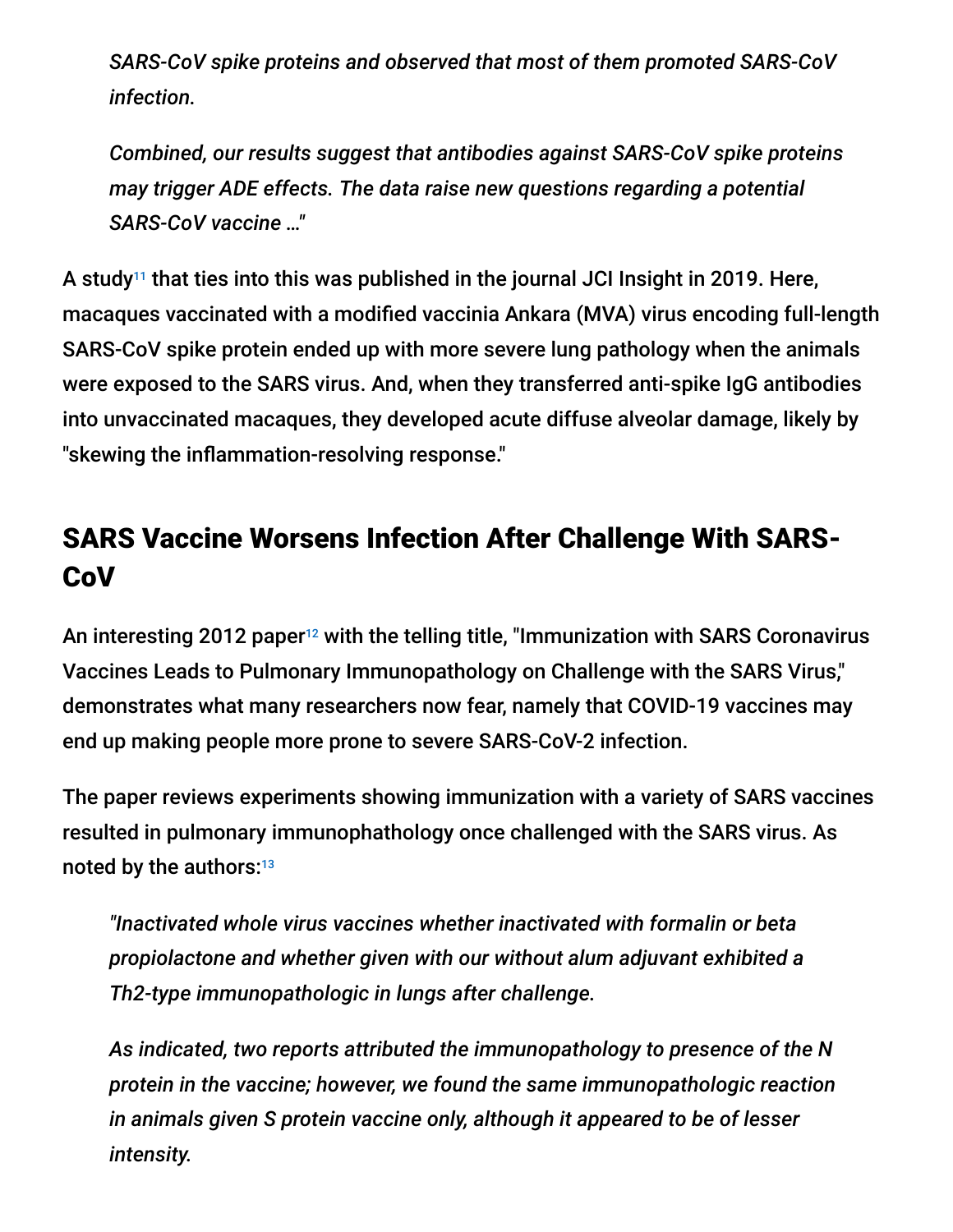> *SARS-CoV spike proteins and observed that most of them promoted SARS-CoV infection.*
>
> *Combined, our results suggest that antibodies against SARS-CoV spike proteins may trigger ADE effects. The data raise new questions regarding a potential SARS-CoV vaccine …"*

A study[11] that ties into this was published in the journal JCI Insight in 2019. Here, macaques vaccinated with a modified vaccinia Ankara (MVA) virus encoding full-length SARS-CoV spike protein ended up with more severe lung pathology when the animals were exposed to the SARS virus. And, when they transferred anti-spike IgG antibodies into unvaccinated macaques, they developed acute diffuse alveolar damage, likely by "skewing the inflammation-resolving response."

## SARS Vaccine Worsens Infection After Challenge With SARS-CoV

An interesting 2012 paper[12] with the telling title, "Immunization with SARS Coronavirus Vaccines Leads to Pulmonary Immunopathology on Challenge with the SARS Virus," demonstrates what many researchers now fear, namely that COVID-19 vaccines may end up making people more prone to severe SARS-CoV-2 infection.

The paper reviews experiments showing immunization with a variety of SARS vaccines resulted in pulmonary immunophathology once challenged with the SARS virus. As noted by the authors:[13]

> *"Inactivated whole virus vaccines whether inactivated with formalin or beta propiolactone and whether given with our without alum adjuvant exhibited a Th2-type immunopathologic in lungs after challenge.*
>
> *As indicated, two reports attributed the immunopathology to presence of the N protein in the vaccine; however, we found the same immunopathologic reaction in animals given S protein vaccine only, although it appeared to be of lesser intensity.*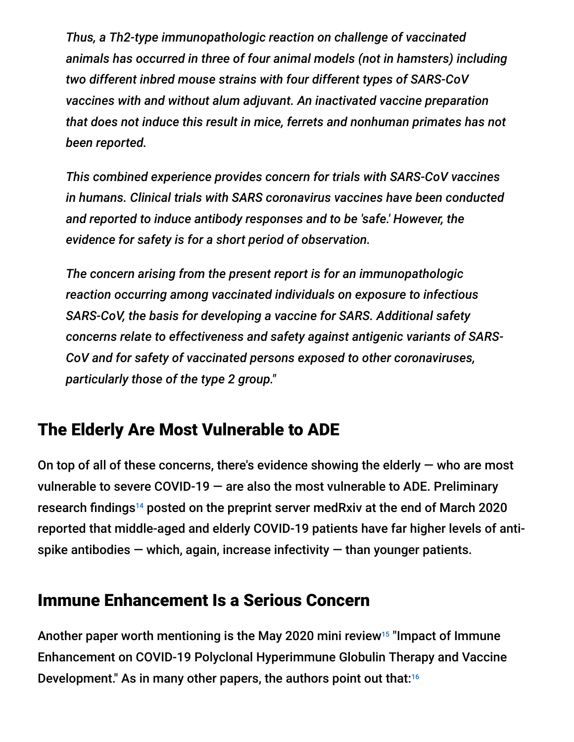*Thus, a Th2-type immunopathologic reaction on challenge of vaccinated animals has occurred in three of four animal models (not in hamsters) including two different inbred mouse strains with four different types of SARS-CoV vaccines with and without alum adjuvant. An inactivated vaccine preparation that does not induce this result in mice, ferrets and nonhuman primates has not been reported.*

*This combined experience provides concern for trials with SARS-CoV vaccines in humans. Clinical trials with SARS coronavirus vaccines have been conducted and reported to induce antibody responses and to be 'safe.' However, the evidence for safety is for a short period of observation.*

*The concern arising from the present report is for an immunopathologic reaction occurring among vaccinated individuals on exposure to infectious SARS-CoV, the basis for developing a vaccine for SARS. Additional safety concerns relate to effectiveness and safety against antigenic variants of SARS-CoV and for safety of vaccinated persons exposed to other coronaviruses, particularly those of the type 2 group."*

## The Elderly Are Most Vulnerable to ADE

On top of all of these concerns, there's evidence showing the elderly — who are most vulnerable to severe COVID-19 — are also the most vulnerable to ADE. Preliminary research findings[14] posted on the preprint server medRxiv at the end of March 2020 reported that middle-aged and elderly COVID-19 patients have far higher levels of anti-spike antibodies — which, again, increase infectivity — than younger patients.

## Immune Enhancement Is a Serious Concern

Another paper worth mentioning is the May 2020 mini review[15] "Impact of Immune Enhancement on COVID-19 Polyclonal Hyperimmune Globulin Therapy and Vaccine Development." As in many other papers, the authors point out that:[16]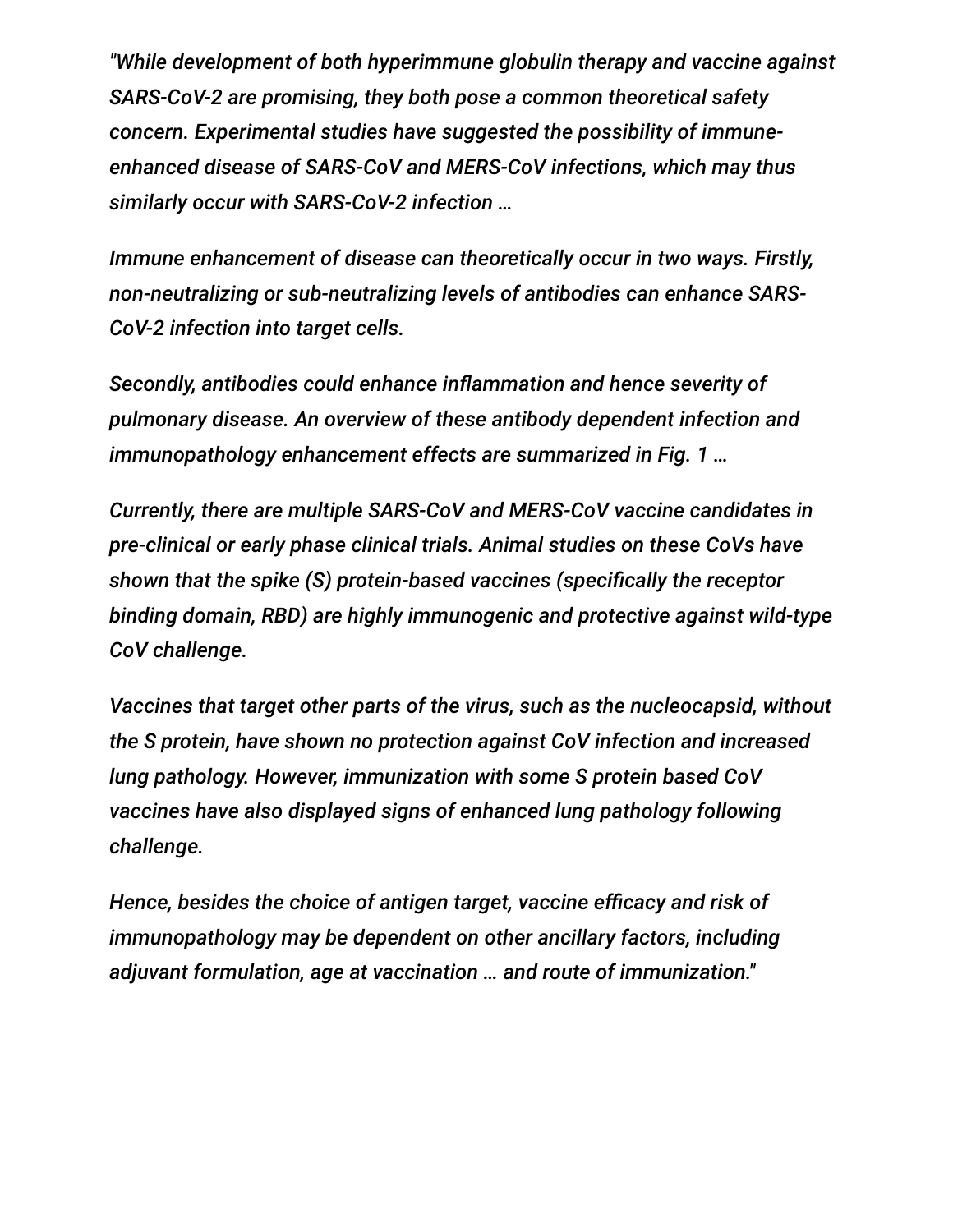*"While development of both hyperimmune globulin therapy and vaccine against SARS-CoV-2 are promising, they both pose a common theoretical safety concern. Experimental studies have suggested the possibility of immune-enhanced disease of SARS-CoV and MERS-CoV infections, which may thus similarly occur with SARS-CoV-2 infection …*

*Immune enhancement of disease can theoretically occur in two ways. Firstly, non-neutralizing or sub-neutralizing levels of antibodies can enhance SARS-CoV-2 infection into target cells.*

*Secondly, antibodies could enhance inflammation and hence severity of pulmonary disease. An overview of these antibody dependent infection and immunopathology enhancement effects are summarized in Fig. 1 …*

*Currently, there are multiple SARS-CoV and MERS-CoV vaccine candidates in pre-clinical or early phase clinical trials. Animal studies on these CoVs have shown that the spike (S) protein-based vaccines (specifically the receptor binding domain, RBD) are highly immunogenic and protective against wild-type CoV challenge.*

*Vaccines that target other parts of the virus, such as the nucleocapsid, without the S protein, have shown no protection against CoV infection and increased lung pathology. However, immunization with some S protein based CoV vaccines have also displayed signs of enhanced lung pathology following challenge.*

*Hence, besides the choice of antigen target, vaccine efficacy and risk of immunopathology may be dependent on other ancillary factors, including adjuvant formulation, age at vaccination … and route of immunization."*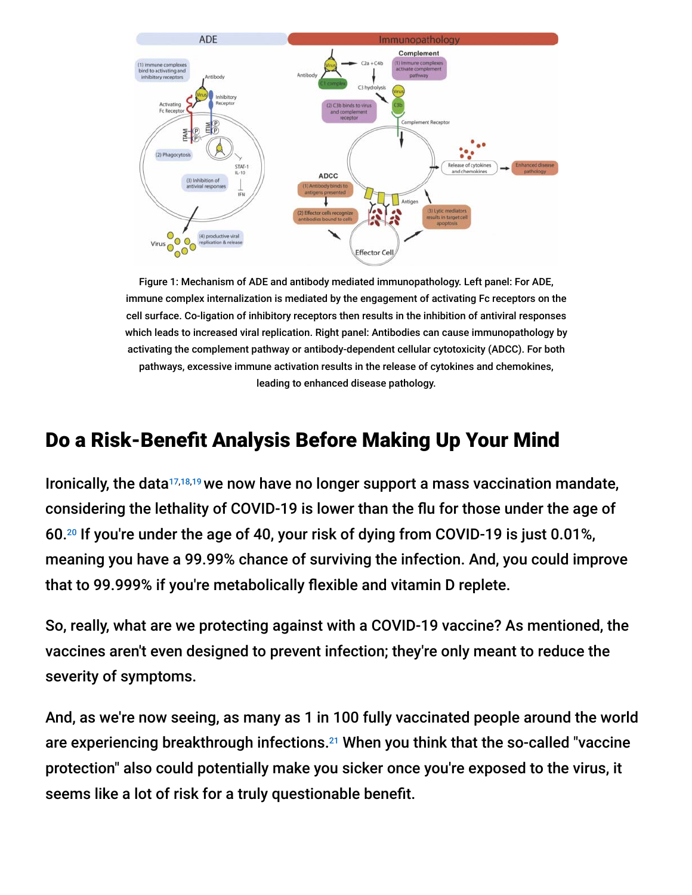Figure 1: Mechanism of ADE and antibody mediated immunopathology. Left panel: For ADE, immune complex internalization is mediated by the engagement of activating Fc receptors on the cell surface. Co-ligation of inhibitory receptors then results in the inhibition of antiviral responses which leads to increased viral replication. Right panel: Antibodies can cause immunopathology by activating the complement pathway or antibody-dependent cellular cytotoxicity (ADCC). For both pathways, excessive immune activation results in the release of cytokines and chemokines, leading to enhanced disease pathology.

## Do a Risk-Benefit Analysis Before Making Up Your Mind

Ironically, the data[17,18,19] we now have no longer support a mass vaccination mandate, considering the lethality of COVID-19 is lower than the flu for those under the age of 60.[20] If you're under the age of 40, your risk of dying from COVID-19 is just 0.01%, meaning you have a 99.99% chance of surviving the infection. And, you could improve that to 99.999% if you're metabolically flexible and vitamin D replete.

So, really, what are we protecting against with a COVID-19 vaccine? As mentioned, the vaccines aren't even designed to prevent infection; they're only meant to reduce the severity of symptoms.

And, as we're now seeing, as many as 1 in 100 fully vaccinated people around the world are experiencing breakthrough infections.[21] When you think that the so-called "vaccine protection" also could potentially make you sicker once you're exposed to the virus, it seems like a lot of risk for a truly questionable benefit.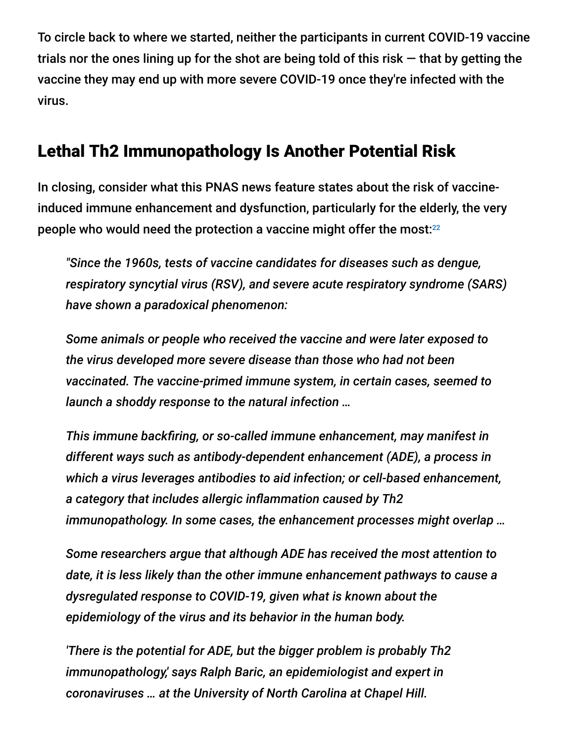To circle back to where we started, neither the participants in current COVID-19 vaccine trials nor the ones lining up for the shot are being told of this risk — that by getting the vaccine they may end up with more severe COVID-19 once they're infected with the virus.

## Lethal Th2 Immunopathology Is Another Potential Risk

In closing, consider what this PNAS news feature states about the risk of vaccine-induced immune enhancement and dysfunction, particularly for the elderly, the very people who would need the protection a vaccine might offer the most:[22]

> *"Since the 1960s, tests of vaccine candidates for diseases such as dengue, respiratory syncytial virus (RSV), and severe acute respiratory syndrome (SARS) have shown a paradoxical phenomenon:*
>
> *Some animals or people who received the vaccine and were later exposed to the virus developed more severe disease than those who had not been vaccinated. The vaccine-primed immune system, in certain cases, seemed to launch a shoddy response to the natural infection …*
>
> *This immune backfiring, or so-called immune enhancement, may manifest in different ways such as antibody-dependent enhancement (ADE), a process in which a virus leverages antibodies to aid infection; or cell-based enhancement, a category that includes allergic inflammation caused by Th2 immunopathology. In some cases, the enhancement processes might overlap …*
>
> *Some researchers argue that although ADE has received the most attention to date, it is less likely than the other immune enhancement pathways to cause a dysregulated response to COVID-19, given what is known about the epidemiology of the virus and its behavior in the human body.*
>
> *'There is the potential for ADE, but the bigger problem is probably Th2 immunopathology,' says Ralph Baric, an epidemiologist and expert in coronaviruses … at the University of North Carolina at Chapel Hill.*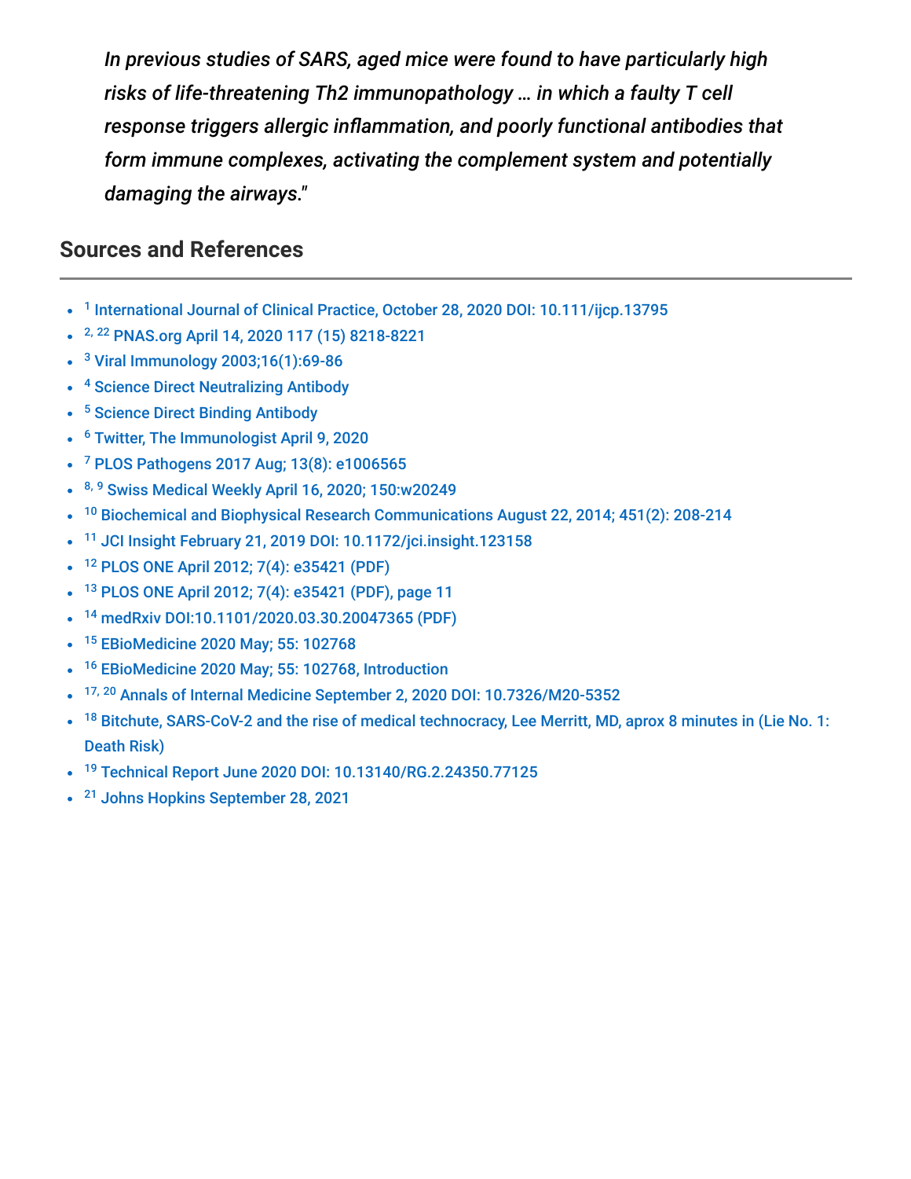*In previous studies of SARS, aged mice were found to have particularly high risks of life-threatening Th2 immunopathology … in which a faulty T cell response triggers allergic inflammation, and poorly functional antibodies that form immune complexes, activating the complement system and potentially damaging the airways."*

## Sources and References

- [1] International Journal of Clinical Practice, October 28, 2020 DOI: 10.111/ijcp.13795
- [2, 22] PNAS.org April 14, 2020 117 (15) 8218-8221
- [3] Viral Immunology 2003;16(1):69-86
- [4] Science Direct Neutralizing Antibody
- [5] Science Direct Binding Antibody
- [6] Twitter, The Immunologist April 9, 2020
- [7] PLOS Pathogens 2017 Aug; 13(8): e1006565
- [8, 9] Swiss Medical Weekly April 16, 2020; 150:w20249
- [10] Biochemical and Biophysical Research Communications August 22, 2014; 451(2): 208-214
- [11] JCI Insight February 21, 2019 DOI: 10.1172/jci.insight.123158
- [12] PLOS ONE April 2012; 7(4): e35421 (PDF)
- [13] PLOS ONE April 2012; 7(4): e35421 (PDF), page 11
- [14] medRxiv DOI:10.1101/2020.03.30.20047365 (PDF)
- [15] EBioMedicine 2020 May; 55: 102768
- [16] EBioMedicine 2020 May; 55: 102768, Introduction
- [17, 20] Annals of Internal Medicine September 2, 2020 DOI: 10.7326/M20-5352
- [18] Bitchute, SARS-CoV-2 and the rise of medical technocracy, Lee Merritt, MD, aprox 8 minutes in (Lie No. 1: Death Risk)
- [19] Technical Report June 2020 DOI: 10.13140/RG.2.24350.77125
- [21] Johns Hopkins September 28, 2021